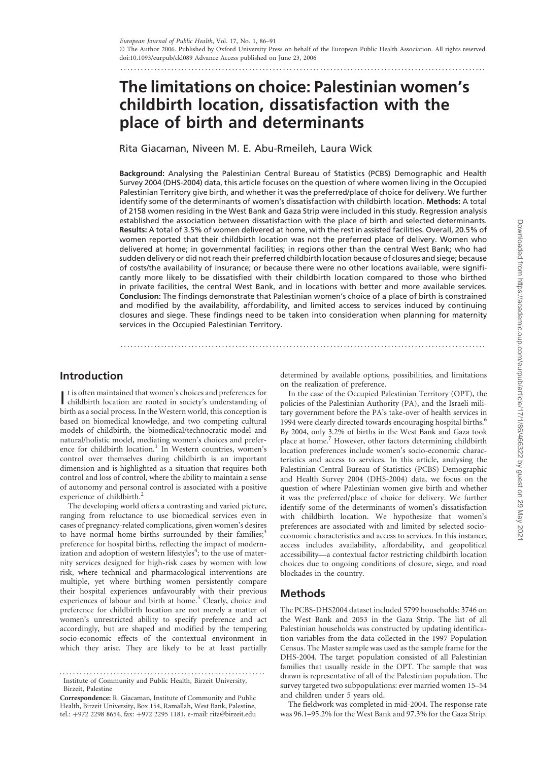European Journal of Public Health, Vol. 17, No. 1, 86–91
© The Author 2006. Published by Oxford University Press on behalf of the European Public Health Association. All rights reserved.
doi:10.1093/eurpub/ckl089 Advance Access published on June 23, 2006

# The limitations on choice: Palestinian women's childbirth location, dissatisfaction with the place of birth and determinants

Rita Giacaman, Niveen M. E. Abu-Rmeileh, Laura Wick

**Background:** Analysing the Palestinian Central Bureau of Statistics (PCBS) Demographic and Health Survey 2004 (DHS-2004) data, this article focuses on the question of where women living in the Occupied Palestinian Territory give birth, and whether it was the preferred/place of choice for delivery. We further identify some of the determinants of women's dissatisfaction with childbirth location. **Methods:** A total of 2158 women residing in the West Bank and Gaza Strip were included in this study. Regression analysis established the association between dissatisfaction with the place of birth and selected determinants. **Results:** A total of 3.5% of women delivered at home, with the rest in assisted facilities. Overall, 20.5% of women reported that their childbirth location was not the preferred place of delivery. Women who delivered at home; in governmental facilities; in regions other than the central West Bank; who had sudden delivery or did not reach their preferred childbirth location because of closures and siege; because of costs/the availability of insurance; or because there were no other locations available, were significantly more likely to be dissatisfied with their childbirth location compared to those who birthed in private facilities, the central West Bank, and in locations with better and more available services. **Conclusion:** The findings demonstrate that Palestinian women's choice of a place of birth is constrained and modified by the availability, affordability, and limited access to services induced by continuing closures and siege. These findings need to be taken into consideration when planning for maternity services in the Occupied Palestinian Territory.

## Introduction

It is often maintained that women's choices and preferences for childbirth location are rooted in society's understanding of birth as a social process. In the Western world, this conception is based on biomedical knowledge, and two competing cultural models of childbirth, the biomedical/technocratic model and natural/holistic model, mediating women's choices and preference for childbirth location.[1] In Western countries, women's control over themselves during childbirth is an important dimension and is highlighted as a situation that requires both control and loss of control, where the ability to maintain a sense of autonomy and personal control is associated with a positive experience of childbirth.[2]

The developing world offers a contrasting and varied picture, ranging from reluctance to use biomedical services even in cases of pregnancy-related complications, given women's desires to have normal home births surrounded by their families;[3] preference for hospital births, reflecting the impact of modernization and adoption of western lifestyles[4]; to the use of maternity services designed for high-risk cases by women with low risk, where technical and pharmacological interventions are multiple, yet where birthing women persistently compare their hospital experiences unfavourably with their previous experiences of labour and birth at home.[5] Clearly, choice and preference for childbirth location are not merely a matter of women's unrestricted ability to specify preference and act accordingly, but are shaped and modified by the tempering socio-economic effects of the contextual environment in which they arise. They are likely to be at least partially determined by available options, possibilities, and limitations on the realization of preference.

In the case of the Occupied Palestinian Territory (OPT), the policies of the Palestinian Authority (PA), and the Israeli military government before the PA's take-over of health services in 1994 were clearly directed towards encouraging hospital births.[6] By 2004, only 3.2% of births in the West Bank and Gaza took place at home.[7] However, other factors determining childbirth location preferences include women's socio-economic characteristics and access to services. In this article, analysing the Palestinian Central Bureau of Statistics (PCBS) Demographic and Health Survey 2004 (DHS-2004) data, we focus on the question of where Palestinian women give birth and whether it was the preferred/place of choice for delivery. We further identify some of the determinants of women's dissatisfaction with childbirth location. We hypothesize that women's preferences are associated with and limited by selected socio-economic characteristics and access to services. In this instance, access includes availability, affordability, and geopolitical accessibility—a contextual factor restricting childbirth location choices due to ongoing conditions of closure, siege, and road blockades in the country.

## Methods

The PCBS-DHS2004 dataset included 5799 households: 3746 on the West Bank and 2053 in the Gaza Strip. The list of all Palestinian households was constructed by updating identification variables from the data collected in the 1997 Population Census. The Master sample was used as the sample frame for the DHS-2004. The target population consisted of all Palestinian families that usually reside in the OPT. The sample that was drawn is representative of all of the Palestinian population. The survey targeted two subpopulations: ever married women 15–54 and children under 5 years old.

The fieldwork was completed in mid-2004. The response rate was 96.1–95.2% for the West Bank and 97.3% for the Gaza Strip.

Institute of Community and Public Health, Birzeit University, Birzeit, Palestine

**Correspondence:** R. Giacaman, Institute of Community and Public Health, Birzeit University, Box 154, Ramallah, West Bank, Palestine, tel.: +972 2298 8654, fax: +972 2295 1181, e-mail: rita@birzeit.edu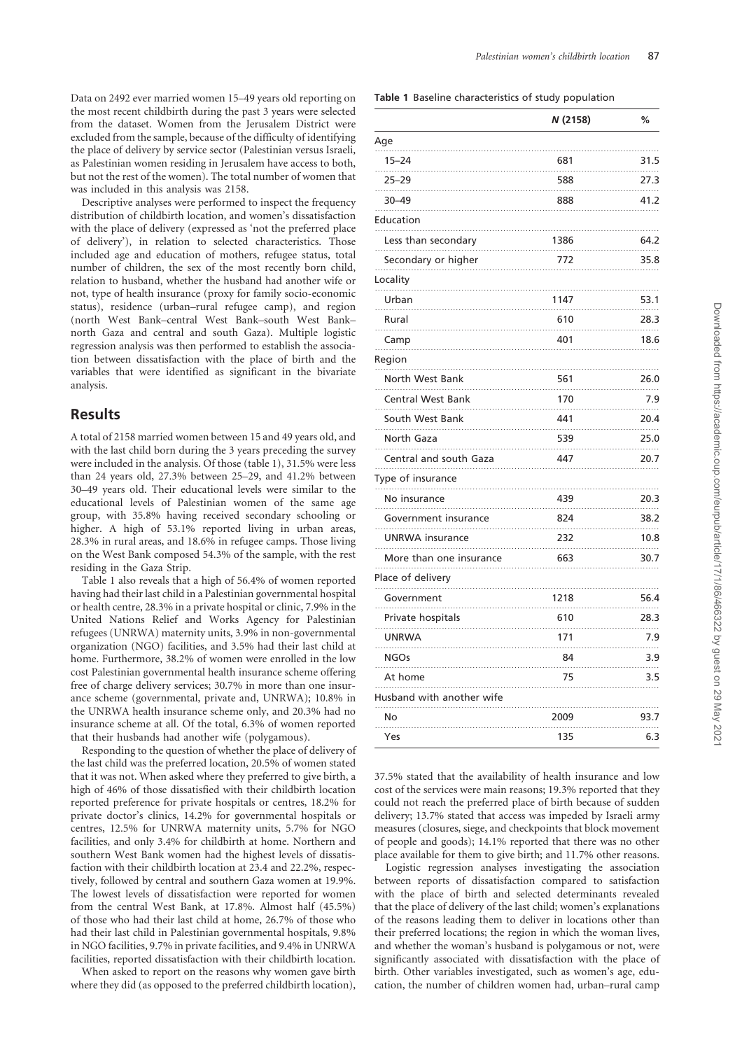Data on 2492 ever married women 15–49 years old reporting on the most recent childbirth during the past 3 years were selected from the dataset. Women from the Jerusalem District were excluded from the sample, because of the difficulty of identifying the place of delivery by service sector (Palestinian versus Israeli, as Palestinian women residing in Jerusalem have access to both, but not the rest of the women). The total number of women that was included in this analysis was 2158.

Descriptive analyses were performed to inspect the frequency distribution of childbirth location, and women's dissatisfaction with the place of delivery (expressed as 'not the preferred place of delivery'), in relation to selected characteristics. Those included age and education of mothers, refugee status, total number of children, the sex of the most recently born child, relation to husband, whether the husband had another wife or not, type of health insurance (proxy for family socio-economic status), residence (urban–rural refugee camp), and region (north West Bank–central West Bank–south West Bank–north Gaza and central and south Gaza). Multiple logistic regression analysis was then performed to establish the association between dissatisfaction with the place of birth and the variables that were identified as significant in the bivariate analysis.

## Results

A total of 2158 married women between 15 and 49 years old, and with the last child born during the 3 years preceding the survey were included in the analysis. Of those (table 1), 31.5% were less than 24 years old, 27.3% between 25–29, and 41.2% between 30–49 years old. Their educational levels were similar to the educational levels of Palestinian women of the same age group, with 35.8% having received secondary schooling or higher. A high of 53.1% reported living in urban areas, 28.3% in rural areas, and 18.6% in refugee camps. Those living on the West Bank composed 54.3% of the sample, with the rest residing in the Gaza Strip.

Table 1 also reveals that a high of 56.4% of women reported having had their last child in a Palestinian governmental hospital or health centre, 28.3% in a private hospital or clinic, 7.9% in the United Nations Relief and Works Agency for Palestinian refugees (UNRWA) maternity units, 3.9% in non-governmental organization (NGO) facilities, and 3.5% had their last child at home. Furthermore, 38.2% of women were enrolled in the low cost Palestinian governmental health insurance scheme offering free of charge delivery services; 30.7% in more than one insurance scheme (governmental, private and, UNRWA); 10.8% in the UNRWA health insurance scheme only, and 20.3% had no insurance scheme at all. Of the total, 6.3% of women reported that their husbands had another wife (polygamous).

Responding to the question of whether the place of delivery of the last child was the preferred location, 20.5% of women stated that it was not. When asked where they preferred to give birth, a high of 46% of those dissatisfied with their childbirth location reported preference for private hospitals or centres, 18.2% for private doctor's clinics, 14.2% for governmental hospitals or centres, 12.5% for UNRWA maternity units, 5.7% for NGO facilities, and only 3.4% for childbirth at home. Northern and southern West Bank women had the highest levels of dissatisfaction with their childbirth location at 23.4 and 22.2%, respectively, followed by central and southern Gaza women at 19.9%. The lowest levels of dissatisfaction were reported for women from the central West Bank, at 17.8%. Almost half (45.5%) of those who had their last child at home, 26.7% of those who had their last child in Palestinian governmental hospitals, 9.8% in NGO facilities, 9.7% in private facilities, and 9.4% in UNRWA facilities, reported dissatisfaction with their childbirth location.

When asked to report on the reasons why women gave birth where they did (as opposed to the preferred childbirth location), 37.5% stated that the availability of health insurance and low cost of the services were main reasons; 19.3% reported that they could not reach the preferred place of birth because of sudden delivery; 13.7% stated that access was impeded by Israeli army measures (closures, siege, and checkpoints that block movement of people and goods); 14.1% reported that there was no other place available for them to give birth; and 11.7% other reasons.

Logistic regression analyses investigating the association between reports of dissatisfaction compared to satisfaction with the place of birth and selected determinants revealed that the place of delivery of the last child; women's explanations of the reasons leading them to deliver in locations other than their preferred locations; the region in which the woman lives, and whether the woman's husband is polygamous or not, were significantly associated with dissatisfaction with the place of birth. Other variables investigated, such as women's age, education, the number of children women had, urban–rural camp

**Table 1** Baseline characteristics of study population

| | N (2158) | % |
|---|---|---|
| **Age** | | |
| 15–24 | 681 | 31.5 |
| 25–29 | 588 | 27.3 |
| 30–49 | 888 | 41.2 |
| **Education** | | |
| Less than secondary | 1386 | 64.2 |
| Secondary or higher | 772 | 35.8 |
| **Locality** | | |
| Urban | 1147 | 53.1 |
| Rural | 610 | 28.3 |
| Camp | 401 | 18.6 |
| **Region** | | |
| North West Bank | 561 | 26.0 |
| Central West Bank | 170 | 7.9 |
| South West Bank | 441 | 20.4 |
| North Gaza | 539 | 25.0 |
| Central and south Gaza | 447 | 20.7 |
| **Type of insurance** | | |
| No insurance | 439 | 20.3 |
| Government insurance | 824 | 38.2 |
| UNRWA insurance | 232 | 10.8 |
| More than one insurance | 663 | 30.7 |
| **Place of delivery** | | |
| Government | 1218 | 56.4 |
| Private hospitals | 610 | 28.3 |
| UNRWA | 171 | 7.9 |
| NGOs | 84 | 3.9 |
| At home | 75 | 3.5 |
| **Husband with another wife** | | |
| No | 2009 | 93.7 |
| Yes | 135 | 6.3 |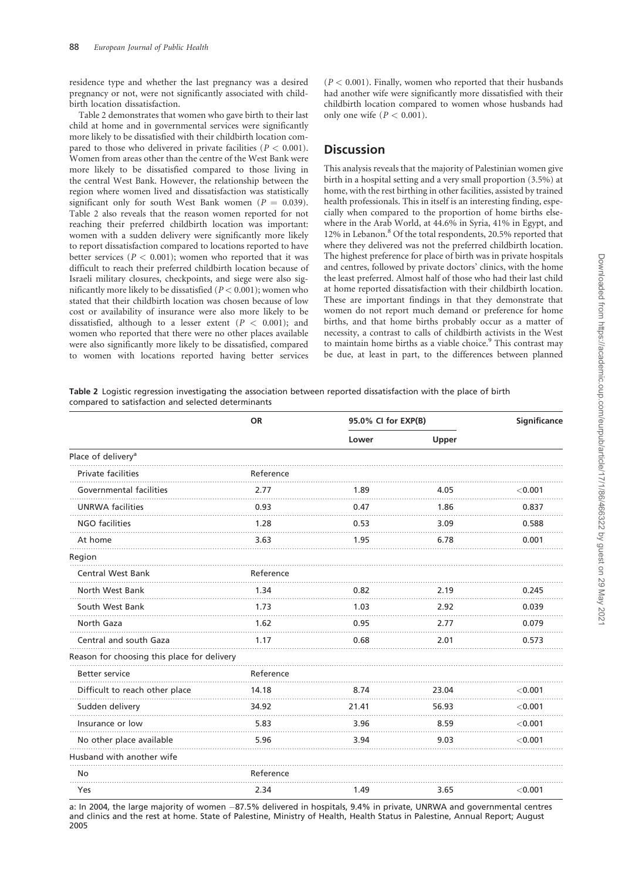residence type and whether the last pregnancy was a desired pregnancy or not, were not significantly associated with childbirth location dissatisfaction.

Table 2 demonstrates that women who gave birth to their last child at home and in governmental services were significantly more likely to be dissatisfied with their childbirth location compared to those who delivered in private facilities ($P < 0.001$). Women from areas other than the centre of the West Bank were more likely to be dissatisfied compared to those living in the central West Bank. However, the relationship between the region where women lived and dissatisfaction was statistically significant only for south West Bank women ($P = 0.039$). Table 2 also reveals that the reason women reported for not reaching their preferred childbirth location was important: women with a sudden delivery were significantly more likely to report dissatisfaction compared to locations reported to have better services ($P < 0.001$); women who reported that it was difficult to reach their preferred childbirth location because of Israeli military closures, checkpoints, and siege were also significantly more likely to be dissatisfied ($P < 0.001$); women who stated that their childbirth location was chosen because of low cost or availability of insurance were also more likely to be dissatisfied, although to a lesser extent ($P < 0.001$); and women who reported that there were no other places available were also significantly more likely to be dissatisfied, compared to women with locations reported having better services ($P < 0.001$). Finally, women who reported that their husbands had another wife were significantly more dissatisfied with their childbirth location compared to women whose husbands had only one wife ($P < 0.001$).

## Discussion

This analysis reveals that the majority of Palestinian women give birth in a hospital setting and a very small proportion (3.5%) at home, with the rest birthing in other facilities, assisted by trained health professionals. This in itself is an interesting finding, especially when compared to the proportion of home births elsewhere in the Arab World, at 44.6% in Syria, 41% in Egypt, and 12% in Lebanon.[8] Of the total respondents, 20.5% reported that where they delivered was not the preferred childbirth location. The highest preference for place of birth was in private hospitals and centres, followed by private doctors' clinics, with the home the least preferred. Almost half of those who had their last child at home reported dissatisfaction with their childbirth location. These are important findings in that they demonstrate that women do not report much demand or preference for home births, and that home births probably occur as a matter of necessity, a contrast to calls of childbirth activists in the West to maintain home births as a viable choice.[9] This contrast may be due, at least in part, to the differences between planned

**Table 2** Logistic regression investigating the association between reported dissatisfaction with the place of birth compared to satisfaction and selected determinants

| | OR | 95.0% CI for EXP(B) | | Significance |
|---|---|---|---|---|
| | | Lower | Upper | |
| Place of delivery[a] | | | | |
| Private facilities | Reference | | | |
| Governmental facilities | 2.77 | 1.89 | 4.05 | <0.001 |
| UNRWA facilities | 0.93 | 0.47 | 1.86 | 0.837 |
| NGO facilities | 1.28 | 0.53 | 3.09 | 0.588 |
| At home | 3.63 | 1.95 | 6.78 | 0.001 |
| Region | | | | |
| Central West Bank | Reference | | | |
| North West Bank | 1.34 | 0.82 | 2.19 | 0.245 |
| South West Bank | 1.73 | 1.03 | 2.92 | 0.039 |
| North Gaza | 1.62 | 0.95 | 2.77 | 0.079 |
| Central and south Gaza | 1.17 | 0.68 | 2.01 | 0.573 |
| Reason for choosing this place for delivery | | | | |
| Better service | Reference | | | |
| Difficult to reach other place | 14.18 | 8.74 | 23.04 | <0.001 |
| Sudden delivery | 34.92 | 21.41 | 56.93 | <0.001 |
| Insurance or low | 5.83 | 3.96 | 8.59 | <0.001 |
| No other place available | 5.96 | 3.94 | 9.03 | <0.001 |
| Husband with another wife | | | | |
| No | Reference | | | |
| Yes | 2.34 | 1.49 | 3.65 | <0.001 |

a: In 2004, the large majority of women −87.5% delivered in hospitals, 9.4% in private, UNRWA and governmental centres and clinics and the rest at home. State of Palestine, Ministry of Health, Health Status in Palestine, Annual Report; August 2005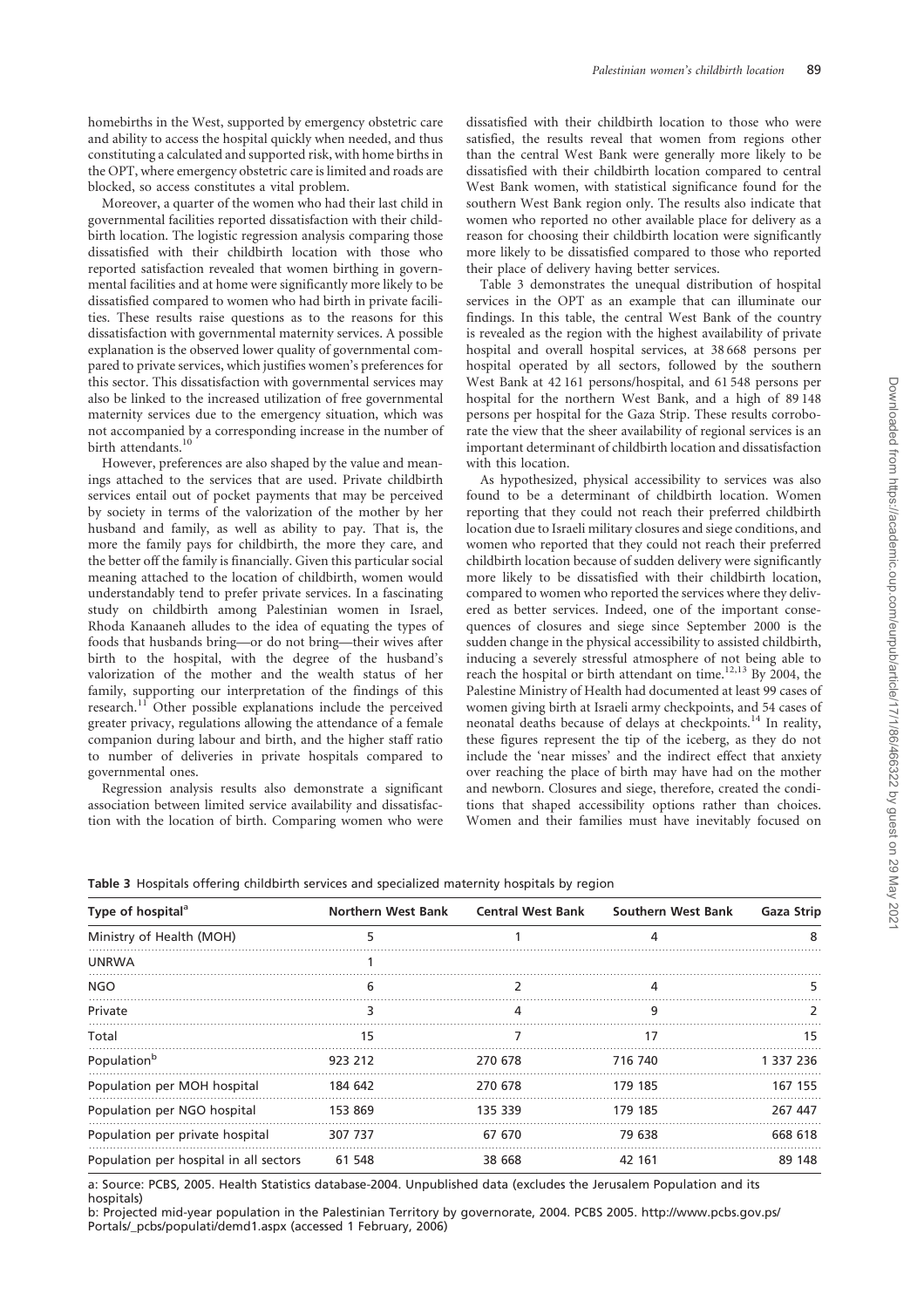homebirths in the West, supported by emergency obstetric care and ability to access the hospital quickly when needed, and thus constituting a calculated and supported risk, with home births in the OPT, where emergency obstetric care is limited and roads are blocked, so access constitutes a vital problem.

Moreover, a quarter of the women who had their last child in governmental facilities reported dissatisfaction with their childbirth location. The logistic regression analysis comparing those dissatisfied with their childbirth location with those who reported satisfaction revealed that women birthing in governmental facilities and at home were significantly more likely to be dissatisfied compared to women who had birth in private facilities. These results raise questions as to the reasons for this dissatisfaction with governmental maternity services. A possible explanation is the observed lower quality of governmental compared to private services, which justifies women's preferences for this sector. This dissatisfaction with governmental services may also be linked to the increased utilization of free governmental maternity services due to the emergency situation, which was not accompanied by a corresponding increase in the number of birth attendants.[10]

However, preferences are also shaped by the value and meanings attached to the services that are used. Private childbirth services entail out of pocket payments that may be perceived by society in terms of the valorization of the mother by her husband and family, as well as ability to pay. That is, the more the family pays for childbirth, the more they care, and the better off the family is financially. Given this particular social meaning attached to the location of childbirth, women would understandably tend to prefer private services. In a fascinating study on childbirth among Palestinian women in Israel, Rhoda Kanaaneh alludes to the idea of equating the types of foods that husbands bring—or do not bring—their wives after birth to the hospital, with the degree of the husband's valorization of the mother and the wealth status of her family, supporting our interpretation of the findings of this research.[11] Other possible explanations include the perceived greater privacy, regulations allowing the attendance of a female companion during labour and birth, and the higher staff ratio to number of deliveries in private hospitals compared to governmental ones.

Regression analysis results also demonstrate a significant association between limited service availability and dissatisfaction with the location of birth. Comparing women who were dissatisfied with their childbirth location to those who were satisfied, the results reveal that women from regions other than the central West Bank were generally more likely to be dissatisfied with their childbirth location compared to central West Bank women, with statistical significance found for the southern West Bank region only. The results also indicate that women who reported no other available place for delivery as a reason for choosing their childbirth location were significantly more likely to be dissatisfied compared to those who reported their place of delivery having better services.

Table 3 demonstrates the unequal distribution of hospital services in the OPT as an example that can illuminate our findings. In this table, the central West Bank of the country is revealed as the region with the highest availability of private hospital and overall hospital services, at 38 668 persons per hospital operated by all sectors, followed by the southern West Bank at 42 161 persons/hospital, and 61 548 persons per hospital for the northern West Bank, and a high of 89 148 persons per hospital for the Gaza Strip. These results corroborate the view that the sheer availability of regional services is an important determinant of childbirth location and dissatisfaction with this location.

As hypothesized, physical accessibility to services was also found to be a determinant of childbirth location. Women reporting that they could not reach their preferred childbirth location due to Israeli military closures and siege conditions, and women who reported that they could not reach their preferred childbirth location because of sudden delivery were significantly more likely to be dissatisfied with their childbirth location, compared to women who reported the services where they delivered as better services. Indeed, one of the important consequences of closures and siege since September 2000 is the sudden change in the physical accessibility to assisted childbirth, inducing a severely stressful atmosphere of not being able to reach the hospital or birth attendant on time.[12,13] By 2004, the Palestine Ministry of Health had documented at least 99 cases of women giving birth at Israeli army checkpoints, and 54 cases of neonatal deaths because of delays at checkpoints.[14] In reality, these figures represent the tip of the iceberg, as they do not include the 'near misses' and the indirect effect that anxiety over reaching the place of birth may have had on the mother and newborn. Closures and siege, therefore, created the conditions that shaped accessibility options rather than choices. Women and their families must have inevitably focused on

**Table 3** Hospitals offering childbirth services and specialized maternity hospitals by region

| Type of hospital[a] | Northern West Bank | Central West Bank | Southern West Bank | Gaza Strip |
|---|---|---|---|---|
| Ministry of Health (MOH) | 5 | 1 | 4 | 8 |
| UNRWA | 1 | | | |
| NGO | 6 | 2 | 4 | 5 |
| Private | 3 | 4 | 9 | 2 |
| Total | 15 | 7 | 17 | 15 |
| Population[b] | 923 212 | 270 678 | 716 740 | 1 337 236 |
| Population per MOH hospital | 184 642 | 270 678 | 179 185 | 167 155 |
| Population per NGO hospital | 153 869 | 135 339 | 179 185 | 267 447 |
| Population per private hospital | 307 737 | 67 670 | 79 638 | 668 618 |
| Population per hospital in all sectors | 61 548 | 38 668 | 42 161 | 89 148 |

a: Source: PCBS, 2005. Health Statistics database-2004. Unpublished data (excludes the Jerusalem Population and its hospitals)

b: Projected mid-year population in the Palestinian Territory by governorate, 2004. PCBS 2005. http://www.pcbs.gov.ps/Portals/_pcbs/populati/demd1.aspx (accessed 1 February, 2006)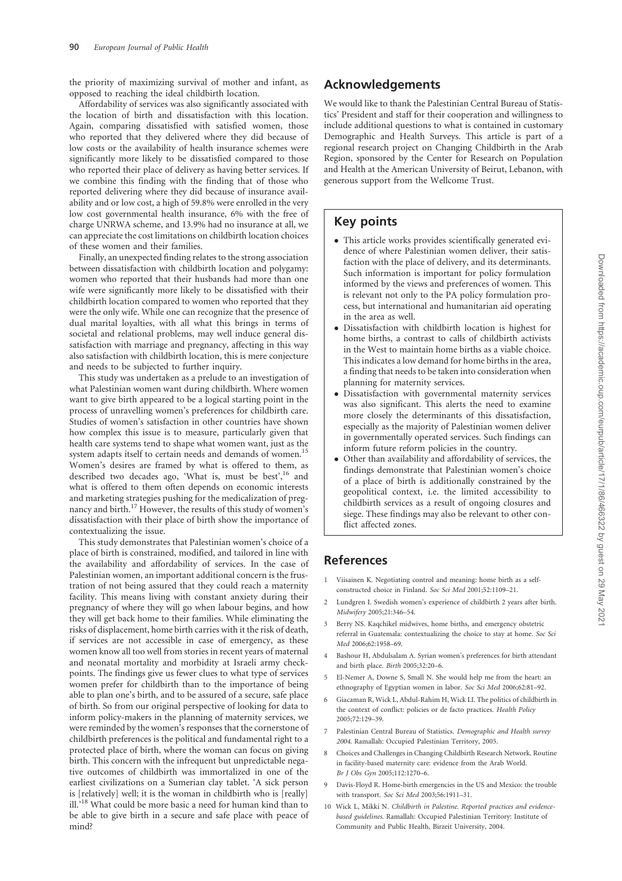the priority of maximizing survival of mother and infant, as opposed to reaching the ideal childbirth location.

Affordability of services was also significantly associated with the location of birth and dissatisfaction with this location. Again, comparing dissatisfied with satisfied women, those who reported that they delivered where they did because of low costs or the availability of health insurance schemes were significantly more likely to be dissatisfied compared to those who reported their place of delivery as having better services. If we combine this finding with the finding that of those who reported delivering where they did because of insurance availability and or low cost, a high of 59.8% were enrolled in the very low cost governmental health insurance, 6% with the free of charge UNRWA scheme, and 13.9% had no insurance at all, we can appreciate the cost limitations on childbirth location choices of these women and their families.

Finally, an unexpected finding relates to the strong association between dissatisfaction with childbirth location and polygamy: women who reported that their husbands had more than one wife were significantly more likely to be dissatisfied with their childbirth location compared to women who reported that they were the only wife. While one can recognize that the presence of dual marital loyalties, with all what this brings in terms of societal and relational problems, may well induce general dissatisfaction with marriage and pregnancy, affecting in this way also satisfaction with childbirth location, this is mere conjecture and needs to be subjected to further inquiry.

This study was undertaken as a prelude to an investigation of what Palestinian women want during childbirth. Where women want to give birth appeared to be a logical starting point in the process of unravelling women's preferences for childbirth care. Studies of women's satisfaction in other countries have shown how complex this issue is to measure, particularly given that health care systems tend to shape what women want, just as the system adapts itself to certain needs and demands of women.[15] Women's desires are framed by what is offered to them, as described two decades ago, 'What is, must be best',[16] and what is offered to them often depends on economic interests and marketing strategies pushing for the medicalization of pregnancy and birth.[17] However, the results of this study of women's dissatisfaction with their place of birth show the importance of contextualizing the issue.

This study demonstrates that Palestinian women's choice of a place of birth is constrained, modified, and tailored in line with the availability and affordability of services. In the case of Palestinian women, an important additional concern is the frustration of not being assured that they could reach a maternity facility. This means living with constant anxiety during their pregnancy of where they will go when labour begins, and how they will get back home to their families. While eliminating the risks of displacement, home birth carries with it the risk of death, if services are not accessible in case of emergency, as these women know all too well from stories in recent years of maternal and neonatal mortality and morbidity at Israeli army checkpoints. The findings give us fewer clues to what type of services women prefer for childbirth than to the importance of being able to plan one's birth, and to be assured of a secure, safe place of birth. So from our original perspective of looking for data to inform policy-makers in the planning of maternity services, we were reminded by the women's responses that the cornerstone of childbirth preferences is the political and fundamental right to a protected place of birth, where the woman can focus on giving birth. This concern with the infrequent but unpredictable negative outcomes of childbirth was immortalized in one of the earliest civilizations on a Sumerian clay tablet. 'A sick person is [relatively] well; it is the woman in childbirth who is [really] ill.'[18] What could be more basic a need for human kind than to be able to give birth in a secure and safe place with peace of mind?

## Acknowledgements

We would like to thank the Palestinian Central Bureau of Statistics' President and staff for their cooperation and willingness to include additional questions to what is contained in customary Demographic and Health Surveys. This article is part of a regional research project on Changing Childbirth in the Arab Region, sponsored by the Center for Research on Population and Health at the American University of Beirut, Lebanon, with generous support from the Wellcome Trust.

## Key points

- This article works provides scientifically generated evidence of where Palestinian women deliver, their satisfaction with the place of delivery, and its determinants. Such information is important for policy formulation informed by the views and preferences of women. This is relevant not only to the PA policy formulation process, but international and humanitarian aid operating in the area as well.
- Dissatisfaction with childbirth location is highest for home births, a contrast to calls of childbirth activists in the West to maintain home births as a viable choice. This indicates a low demand for home births in the area, a finding that needs to be taken into consideration when planning for maternity services.
- Dissatisfaction with governmental maternity services was also significant. This alerts the need to examine more closely the determinants of this dissatisfaction, especially as the majority of Palestinian women deliver in governmentally operated services. Such findings can inform future reform policies in the country.
- Other than availability and affordability of services, the findings demonstrate that Palestinian women's choice of a place of birth is additionally constrained by the geopolitical context, i.e. the limited accessibility to childbirth services as a result of ongoing closures and siege. These findings may also be relevant to other conflict affected zones.

## References

1. Viisainen K. Negotiating control and meaning: home birth as a self-constructed choice in Finland. *Soc Sci Med* 2001;52:1109–21.
2. Lundgren I. Swedish women's experience of childbirth 2 years after birth. *Midwifery* 2005;21:346–54.
3. Berry NS. Kaqchikel midwives, home births, and emergency obstetric referral in Guatemala: contextualizing the choice to stay at home. *Soc Sci Med* 2006;62:1958–69.
4. Bashour H, Abdulsalam A. Syrian women's preferences for birth attendant and birth place. *Birth* 2005;32:20–6.
5. El-Nemer A, Downe S, Small N. She would help me from the heart: an ethnography of Egyptian women in labor. *Soc Sci Med* 2006;62:81–92.
6. Giacaman R, Wick L, Abdul-Rahim H, Wick LI. The politics of childbirth in the context of conflict: policies or de facto practices. *Health Policy* 2005;72:129–39.
7. Palestinian Central Bureau of Statistics. *Demographic and Health survey 2004.* Ramallah: Occupied Palestinian Territory, 2005.
8. Choices and Challenges in Changing Childbirth Research Network. Routine in facility-based maternity care: evidence from the Arab World. *Br J Obs Gyn* 2005;112:1270–6.
9. Davis-Floyd R. Home-birth emergencies in the US and Mexico: the trouble with transport. *Soc Sci Med* 2003;56:1911–31.
10. Wick L, Mikki N. *Childbirth in Palestine. Reported practices and evidence-based guidelines.* Ramallah: Occupied Palestinian Territory: Institute of Community and Public Health, Birzeit University, 2004.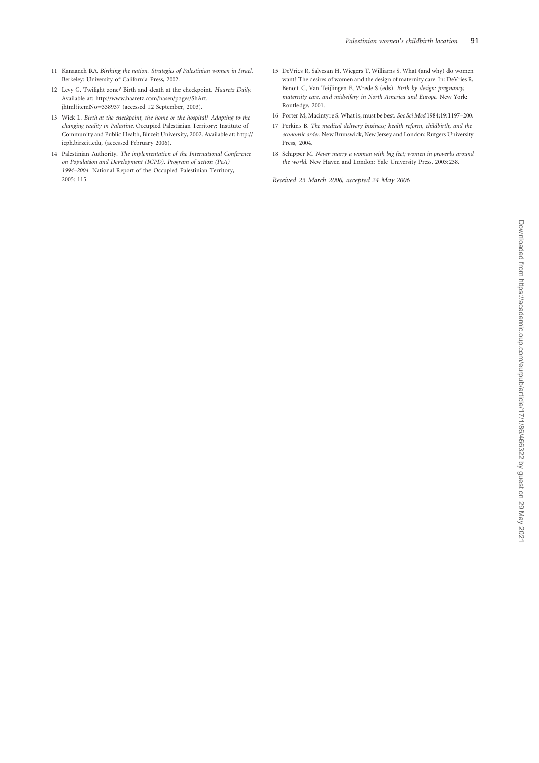11 Kanaaneh RA. *Birthing the nation. Strategies of Palestinian women in Israel*. Berkeley: University of California Press, 2002.

12 Levy G. Twilight zone/ Birth and death at the checkpoint. *Haaretz Daily*. Available at: http://www.haaretz.com/hasen/pages/ShArt.jhtml?itemNo=338937 (accessed 12 September, 2003).

13 Wick L. *Birth at the checkpoint, the home or the hospital? Adapting to the changing reality in Palestine*. Occupied Palestinian Territory: Institute of Community and Public Health, Birzeit University, 2002. Available at: http://icph.birzeit.edu, (accessed February 2006).

14 Palestinian Authority. *The implementation of the International Conference on Population and Development (ICPD). Program of action (PoA) 1994–2004*. National Report of the Occupied Palestinian Territory, 2005: 115.

15 DeVries R, Salvesan H, Wiegers T, Williams S. What (and why) do women want? The desires of women and the design of maternity care. In: DeVries R, Benoit C, Van Teijlingen E, Wrede S (eds). *Birth by design: pregnancy, maternity care, and midwifery in North America and Europe*. New York: Routledge, 2001.

16 Porter M, Macintyre S. What is, must be best. *Soc Sci Med* 1984;19:1197–200.

17 Perkins B. *The medical delivery business; health reform, childbirth, and the economic order*. New Brunswick, New Jersey and London: Rutgers University Press, 2004.

18 Schipper M. *Never marry a woman with big feet; women in proverbs around the world*. New Haven and London: Yale University Press, 2003:238.

*Received 23 March 2006, accepted 24 May 2006*